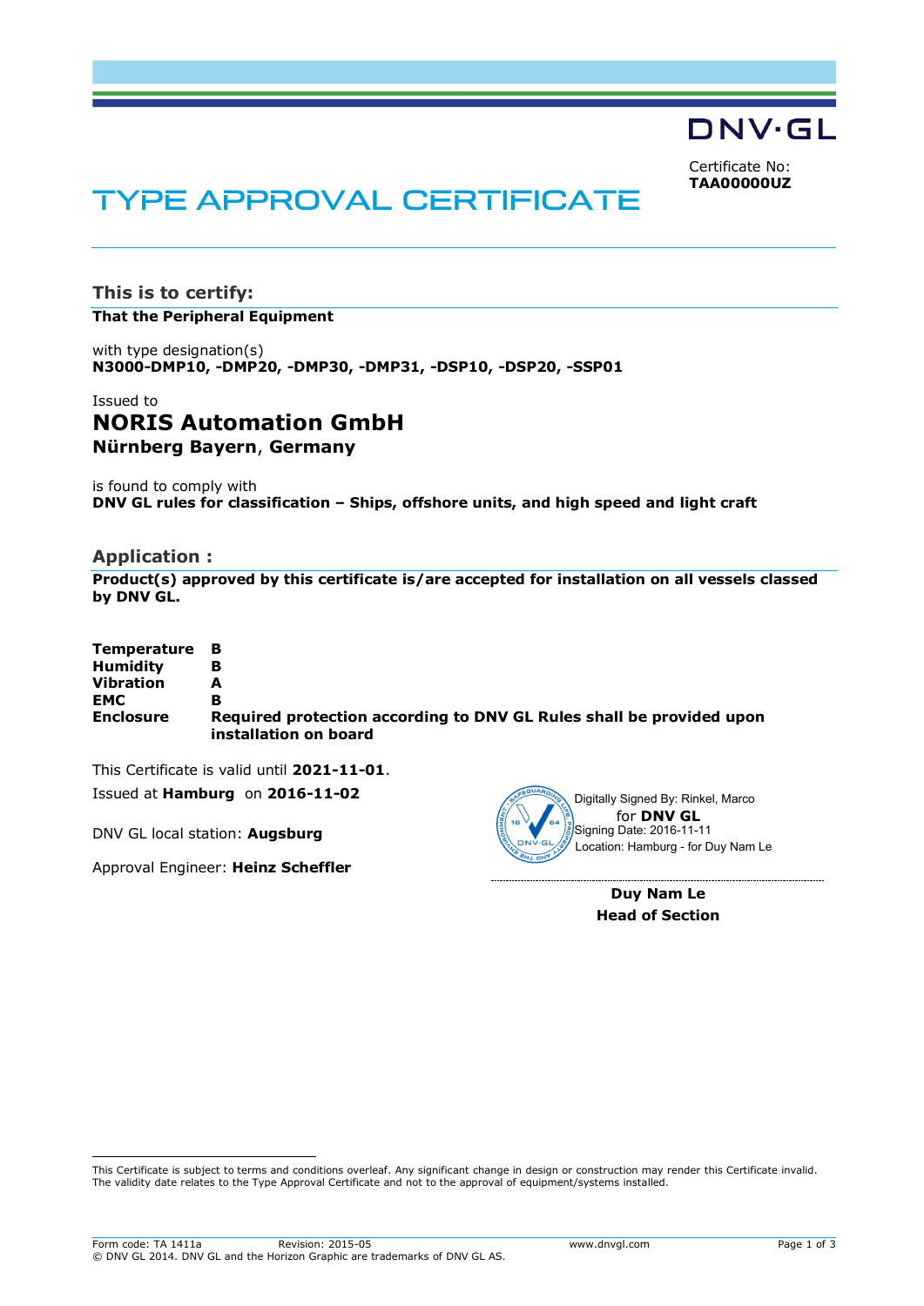DNV·GL

Certificate No:
**TAA00000UZ**

# TYPE APPROVAL CERTIFICATE

## This is to certify:

**That the Peripheral Equipment**

with type designation(s)
**N3000-DMP10, -DMP20, -DMP30, -DMP31, -DSP10, -DSP20, -SSP01**

Issued to
## NORIS Automation GmbH
**Nürnberg Bayern, Germany**

is found to comply with
**DNV GL rules for classification – Ships, offshore units, and high speed and light craft**

## Application :

**Product(s) approved by this certificate is/are accepted for installation on all vessels classed by DNV GL.**

| | |
|---|---|
| **Temperature** | **B** |
| **Humidity** | **B** |
| **Vibration** | **A** |
| **EMC** | **B** |
| **Enclosure** | **Required protection according to DNV GL Rules shall be provided upon installation on board** |

This Certificate is valid until **2021-11-01**.

Issued at **Hamburg** on **2016-11-02**

DNV GL local station: **Augsburg**

Approval Engineer: **Heinz Scheffler**

Digitally Signed By: Rinkel, Marco
for **DNV GL**
Signing Date: 2016-11-11
Location: Hamburg - for Duy Nam Le

**Duy Nam Le**
**Head of Section**

This Certificate is subject to terms and conditions overleaf. Any significant change in design or construction may render this Certificate invalid. The validity date relates to the Type Approval Certificate and not to the approval of equipment/systems installed.

Form code: TA 1411a Revision: 2015-05 www.dnvgl.com
© DNV GL 2014. DNV GL and the Horizon Graphic are trademarks of DNV GL AS.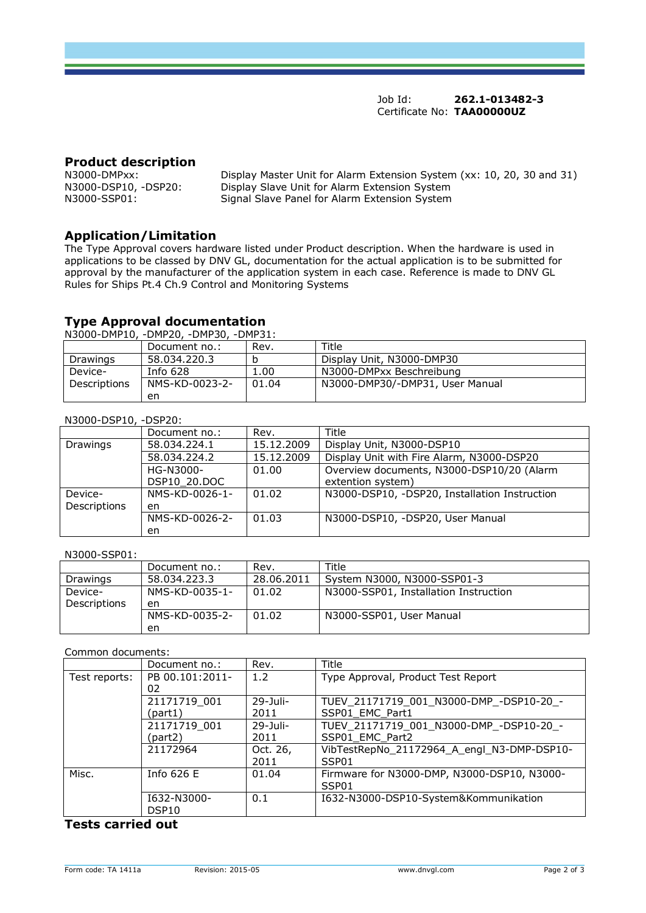Job Id: **262.1-013482-3**
Certificate No: **TAA00000UZ**

## Product description

| | |
|---|---|
| N3000-DMPxx: | Display Master Unit for Alarm Extension System (xx: 10, 20, 30 and 31) |
| N3000-DSP10, -DSP20: | Display Slave Unit for Alarm Extension System |
| N3000-SSP01: | Signal Slave Panel for Alarm Extension System |

## Application/Limitation

The Type Approval covers hardware listed under Product description. When the hardware is used in applications to be classed by DNV GL, documentation for the actual application is to be submitted for approval by the manufacturer of the application system in each case. Reference is made to DNV GL Rules for Ships Pt.4 Ch.9 Control and Monitoring Systems

## Type Approval documentation

N3000-DMP10, -DMP20, -DMP30, -DMP31:

| | Document no.: | Rev. | Title |
|---|---|---|---|
| Drawings | 58.034.220.3 | b | Display Unit, N3000-DMP30 |
| Device-Descriptions | Info 628 | 1.00 | N3000-DMPxx Beschreibung |
| | NMS-KD-0023-2-en | 01.04 | N3000-DMP30/-DMP31, User Manual |

N3000-DSP10, -DSP20:

| | Document no.: | Rev. | Title |
|---|---|---|---|
| Drawings | 58.034.224.1 | 15.12.2009 | Display Unit, N3000-DSP10 |
| | 58.034.224.2 | 15.12.2009 | Display Unit with Fire Alarm, N3000-DSP20 |
| | HG-N3000-DSP10_20.DOC | 01.00 | Overview documents, N3000-DSP10/20 (Alarm extention system) |
| Device-Descriptions | NMS-KD-0026-1-en | 01.02 | N3000-DSP10, -DSP20, Installation Instruction |
| | NMS-KD-0026-2-en | 01.03 | N3000-DSP10, -DSP20, User Manual |

N3000-SSP01:

| | Document no.: | Rev. | Title |
|---|---|---|---|
| Drawings | 58.034.223.3 | 28.06.2011 | System N3000, N3000-SSP01-3 |
| Device-Descriptions | NMS-KD-0035-1-en | 01.02 | N3000-SSP01, Installation Instruction |
| | NMS-KD-0035-2-en | 01.02 | N3000-SSP01, User Manual |

Common documents:

| | Document no.: | Rev. | Title |
|---|---|---|---|
| Test reports: | PB 00.101:2011-02 | 1.2 | Type Approval, Product Test Report |
| | 21171719_001 (part1) | 29-Juli-2011 | TUEV_21171719_001_N3000-DMP_-DSP10-20_-SSP01_EMC_Part1 |
| | 21171719_001 (part2) | 29-Juli-2011 | TUEV_21171719_001_N3000-DMP_-DSP10-20_-SSP01_EMC_Part2 |
| | 21172964 | Oct. 26, 2011 | VibTestRepNo_21172964_A_engl_N3-DMP-DSP10-SSP01 |
| Misc. | Info 626 E | 01.04 | Firmware for N3000-DMP, N3000-DSP10, N3000-SSP01 |
| | I632-N3000-DSP10 | 0.1 | I632-N3000-DSP10-System&Kommunikation |

## Tests carried out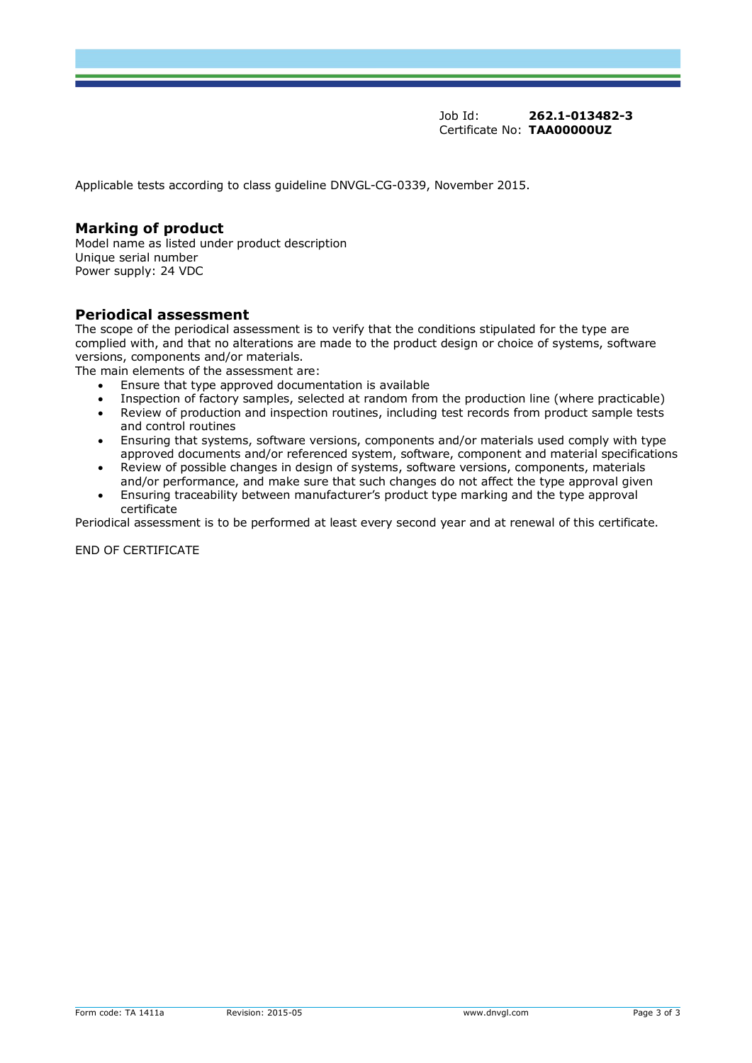Job Id: **262.1-013482-3**
Certificate No: **TAA00000UZ**

Applicable tests according to class guideline DNVGL-CG-0339, November 2015.

## Marking of product

Model name as listed under product description
Unique serial number
Power supply: 24 VDC

## Periodical assessment

The scope of the periodical assessment is to verify that the conditions stipulated for the type are complied with, and that no alterations are made to the product design or choice of systems, software versions, components and/or materials.
The main elements of the assessment are:

- Ensure that type approved documentation is available
- Inspection of factory samples, selected at random from the production line (where practicable)
- Review of production and inspection routines, including test records from product sample tests and control routines
- Ensuring that systems, software versions, components and/or materials used comply with type approved documents and/or referenced system, software, component and material specifications
- Review of possible changes in design of systems, software versions, components, materials and/or performance, and make sure that such changes do not affect the type approval given
- Ensuring traceability between manufacturer's product type marking and the type approval certificate

Periodical assessment is to be performed at least every second year and at renewal of this certificate.

END OF CERTIFICATE